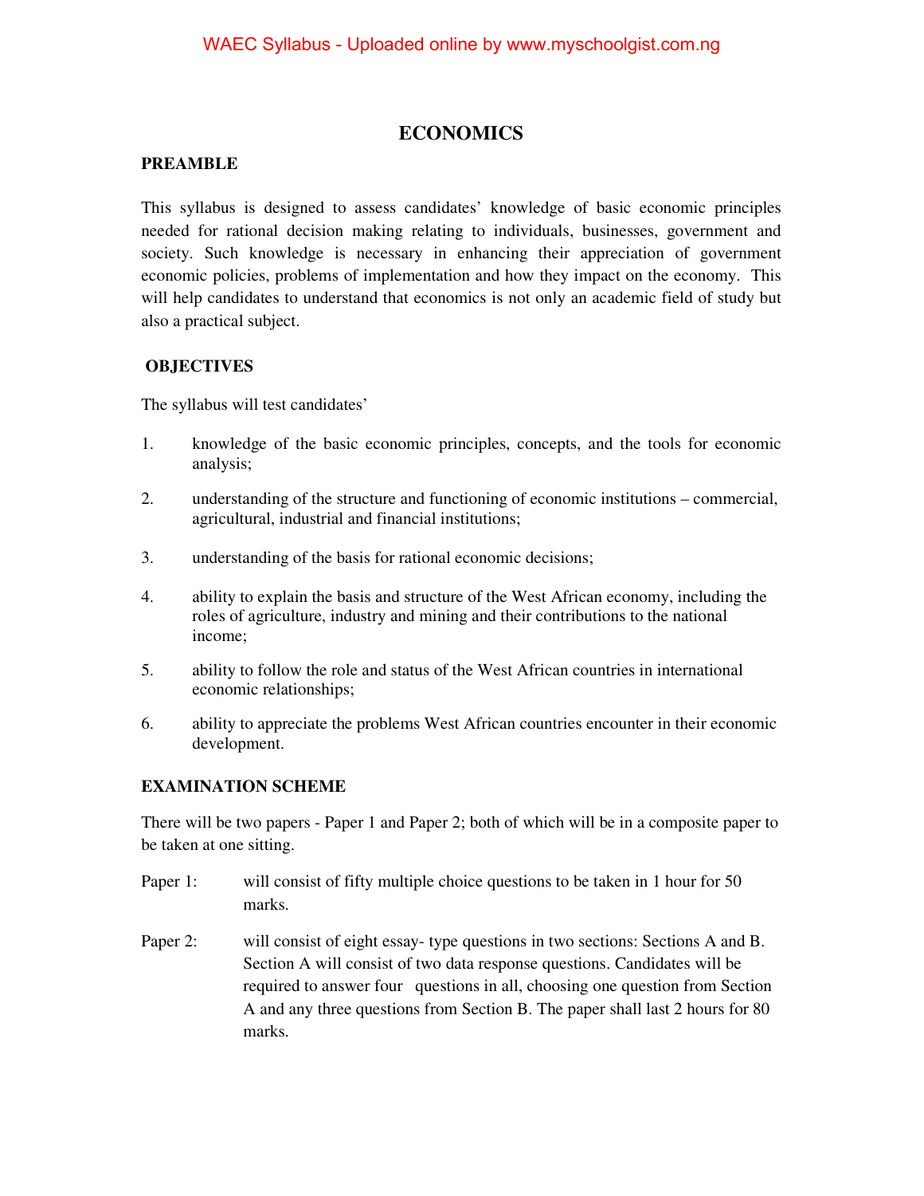# ECONOMICS

## PREAMBLE

This syllabus is designed to assess candidates' knowledge of basic economic principles needed for rational decision making relating to individuals, businesses, government and society. Such knowledge is necessary in enhancing their appreciation of government economic policies, problems of implementation and how they impact on the economy. This will help candidates to understand that economics is not only an academic field of study but also a practical subject.

## OBJECTIVES

The syllabus will test candidates'

1. knowledge of the basic economic principles, concepts, and the tools for economic analysis;
2. understanding of the structure and functioning of economic institutions – commercial, agricultural, industrial and financial institutions;
3. understanding of the basis for rational economic decisions;
4. ability to explain the basis and structure of the West African economy, including the roles of agriculture, industry and mining and their contributions to the national income;
5. ability to follow the role and status of the West African countries in international economic relationships;
6. ability to appreciate the problems West African countries encounter in their economic development.

## EXAMINATION SCHEME

There will be two papers - Paper 1 and Paper 2; both of which will be in a composite paper to be taken at one sitting.

Paper 1: will consist of fifty multiple choice questions to be taken in 1 hour for 50 marks.

Paper 2: will consist of eight essay- type questions in two sections: Sections A and B. Section A will consist of two data response questions. Candidates will be required to answer four questions in all, choosing one question from Section A and any three questions from Section B. The paper shall last 2 hours for 80 marks.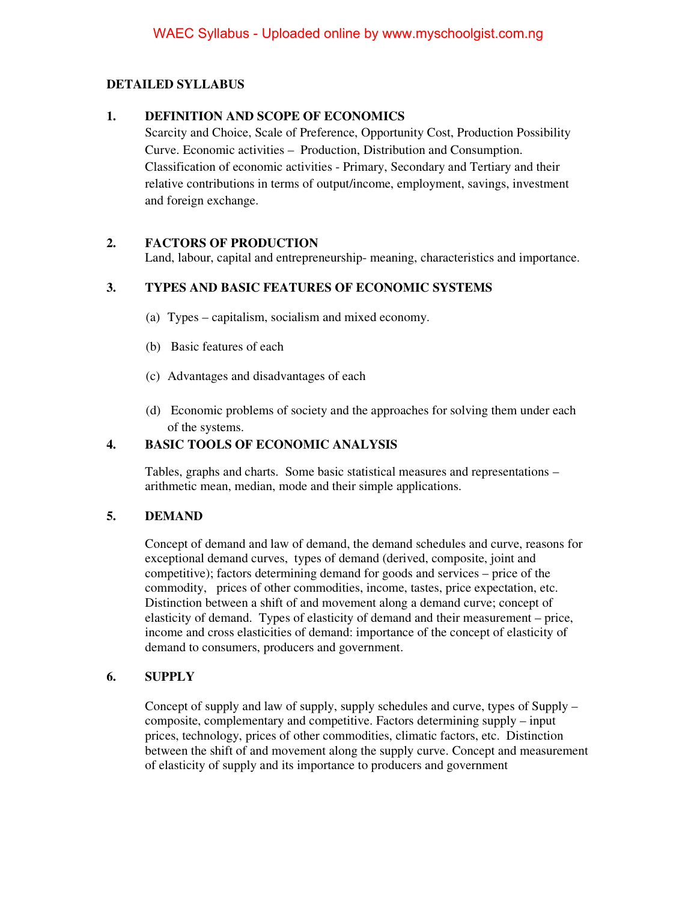## DETAILED SYLLABUS

### 1. DEFINITION AND SCOPE OF ECONOMICS

Scarcity and Choice, Scale of Preference, Opportunity Cost, Production Possibility Curve. Economic activities – Production, Distribution and Consumption. Classification of economic activities - Primary, Secondary and Tertiary and their relative contributions in terms of output/income, employment, savings, investment and foreign exchange.

### 2. FACTORS OF PRODUCTION

Land, labour, capital and entrepreneurship- meaning, characteristics and importance.

### 3. TYPES AND BASIC FEATURES OF ECONOMIC SYSTEMS

(a) Types – capitalism, socialism and mixed economy.

(b) Basic features of each

(c) Advantages and disadvantages of each

(d) Economic problems of society and the approaches for solving them under each of the systems.

### 4. BASIC TOOLS OF ECONOMIC ANALYSIS

Tables, graphs and charts. Some basic statistical measures and representations – arithmetic mean, median, mode and their simple applications.

### 5. DEMAND

Concept of demand and law of demand, the demand schedules and curve, reasons for exceptional demand curves, types of demand (derived, composite, joint and competitive); factors determining demand for goods and services – price of the commodity, prices of other commodities, income, tastes, price expectation, etc. Distinction between a shift of and movement along a demand curve; concept of elasticity of demand. Types of elasticity of demand and their measurement – price, income and cross elasticities of demand: importance of the concept of elasticity of demand to consumers, producers and government.

### 6. SUPPLY

Concept of supply and law of supply, supply schedules and curve, types of Supply – composite, complementary and competitive. Factors determining supply – input prices, technology, prices of other commodities, climatic factors, etc. Distinction between the shift of and movement along the supply curve. Concept and measurement of elasticity of supply and its importance to producers and government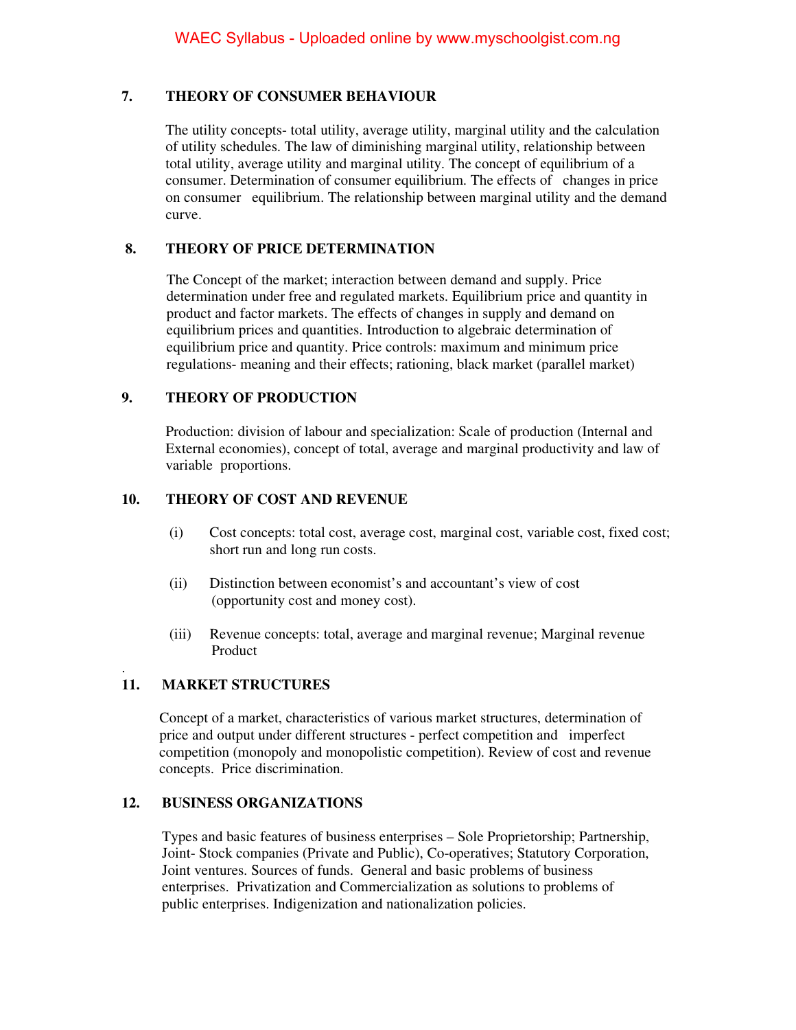## 7. THEORY OF CONSUMER BEHAVIOUR

The utility concepts- total utility, average utility, marginal utility and the calculation of utility schedules. The law of diminishing marginal utility, relationship between total utility, average utility and marginal utility. The concept of equilibrium of a consumer. Determination of consumer equilibrium. The effects of changes in price on consumer equilibrium. The relationship between marginal utility and the demand curve.

## 8. THEORY OF PRICE DETERMINATION

The Concept of the market; interaction between demand and supply. Price determination under free and regulated markets. Equilibrium price and quantity in product and factor markets. The effects of changes in supply and demand on equilibrium prices and quantities. Introduction to algebraic determination of equilibrium price and quantity. Price controls: maximum and minimum price regulations- meaning and their effects; rationing, black market (parallel market)

## 9. THEORY OF PRODUCTION

Production: division of labour and specialization: Scale of production (Internal and External economies), concept of total, average and marginal productivity and law of variable proportions.

## 10. THEORY OF COST AND REVENUE

(i) Cost concepts: total cost, average cost, marginal cost, variable cost, fixed cost; short run and long run costs.

(ii) Distinction between economist's and accountant's view of cost (opportunity cost and money cost).

(iii) Revenue concepts: total, average and marginal revenue; Marginal revenue Product

## 11. MARKET STRUCTURES

Concept of a market, characteristics of various market structures, determination of price and output under different structures - perfect competition and imperfect competition (monopoly and monopolistic competition). Review of cost and revenue concepts. Price discrimination.

## 12. BUSINESS ORGANIZATIONS

Types and basic features of business enterprises – Sole Proprietorship; Partnership, Joint- Stock companies (Private and Public), Co-operatives; Statutory Corporation, Joint ventures. Sources of funds. General and basic problems of business enterprises. Privatization and Commercialization as solutions to problems of public enterprises. Indigenization and nationalization policies.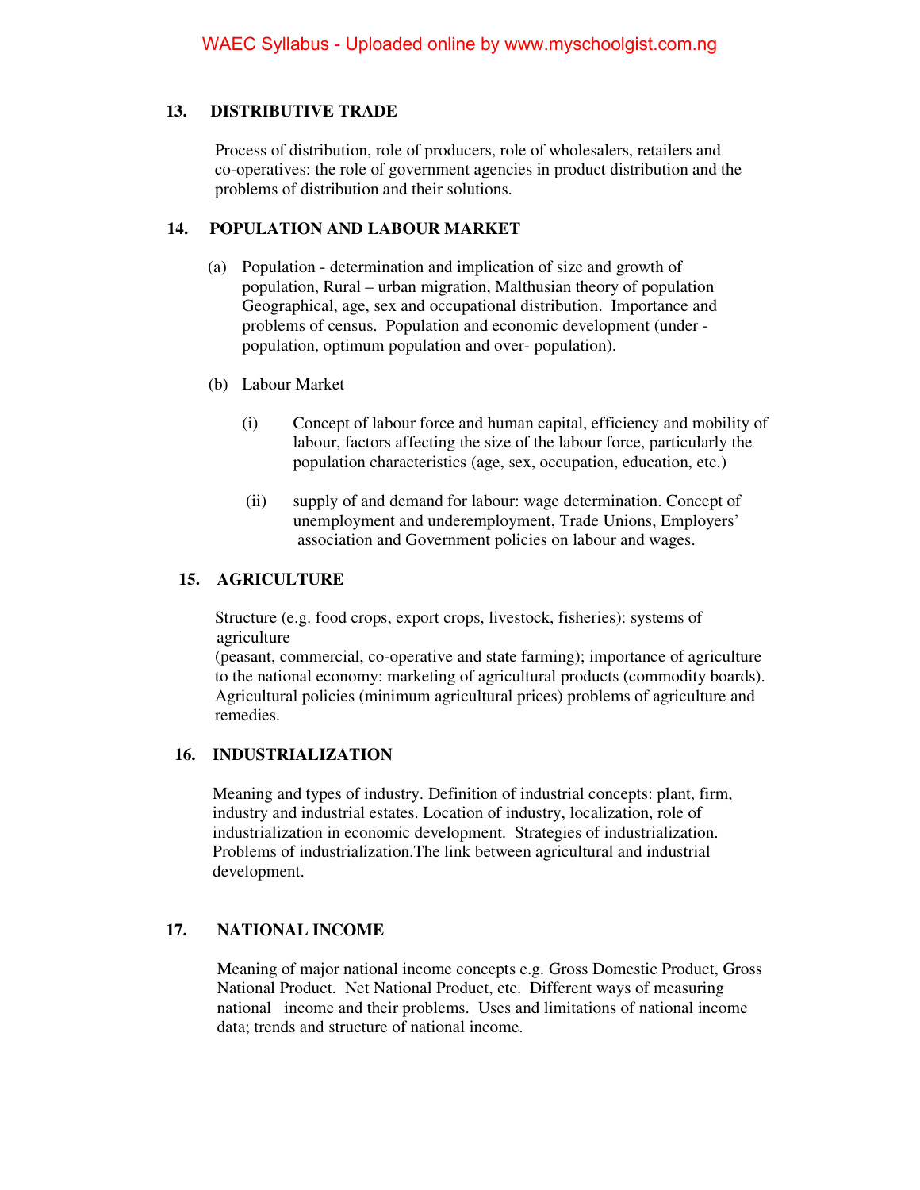## 13. DISTRIBUTIVE TRADE

Process of distribution, role of producers, role of wholesalers, retailers and co-operatives: the role of government agencies in product distribution and the problems of distribution and their solutions.

## 14. POPULATION AND LABOUR MARKET

(a) Population - determination and implication of size and growth of population, Rural – urban migration, Malthusian theory of population Geographical, age, sex and occupational distribution. Importance and problems of census. Population and economic development (under - population, optimum population and over- population).

(b) Labour Market

(i) Concept of labour force and human capital, efficiency and mobility of labour, factors affecting the size of the labour force, particularly the population characteristics (age, sex, occupation, education, etc.)

(ii) supply of and demand for labour: wage determination. Concept of unemployment and underemployment, Trade Unions, Employers' association and Government policies on labour and wages.

## 15. AGRICULTURE

Structure (e.g. food crops, export crops, livestock, fisheries): systems of agriculture
(peasant, commercial, co-operative and state farming); importance of agriculture to the national economy: marketing of agricultural products (commodity boards). Agricultural policies (minimum agricultural prices) problems of agriculture and remedies.

## 16. INDUSTRIALIZATION

Meaning and types of industry. Definition of industrial concepts: plant, firm, industry and industrial estates. Location of industry, localization, role of industrialization in economic development. Strategies of industrialization. Problems of industrialization.The link between agricultural and industrial development.

## 17. NATIONAL INCOME

Meaning of major national income concepts e.g. Gross Domestic Product, Gross National Product. Net National Product, etc. Different ways of measuring national income and their problems. Uses and limitations of national income data; trends and structure of national income.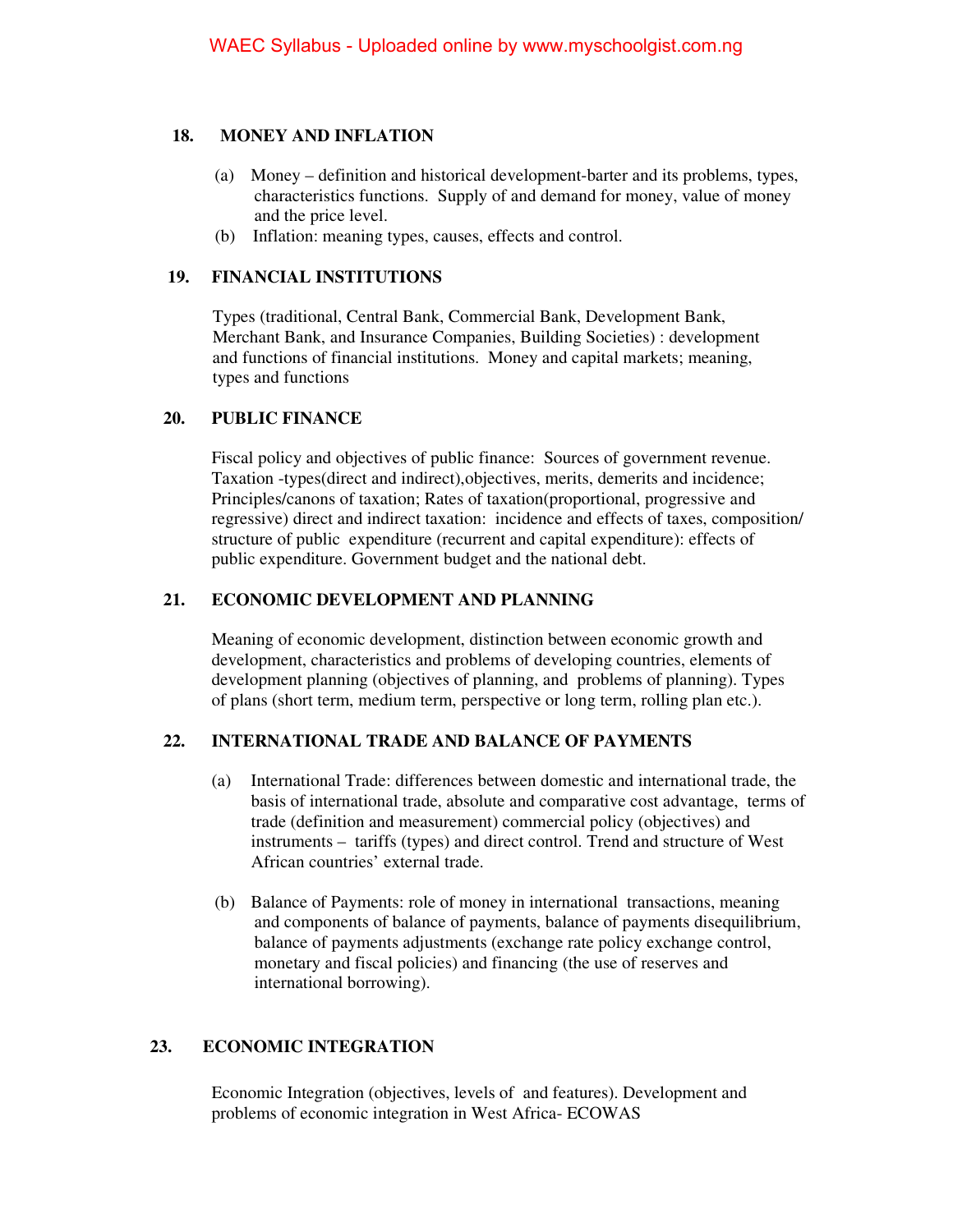## 18. MONEY AND INFLATION

(a) Money – definition and historical development-barter and its problems, types, characteristics functions. Supply of and demand for money, value of money and the price level.

(b) Inflation: meaning types, causes, effects and control.

## 19. FINANCIAL INSTITUTIONS

Types (traditional, Central Bank, Commercial Bank, Development Bank, Merchant Bank, and Insurance Companies, Building Societies) : development and functions of financial institutions. Money and capital markets; meaning, types and functions

## 20. PUBLIC FINANCE

Fiscal policy and objectives of public finance: Sources of government revenue. Taxation -types(direct and indirect),objectives, merits, demerits and incidence; Principles/canons of taxation; Rates of taxation(proportional, progressive and regressive) direct and indirect taxation: incidence and effects of taxes, composition/ structure of public expenditure (recurrent and capital expenditure): effects of public expenditure. Government budget and the national debt.

## 21. ECONOMIC DEVELOPMENT AND PLANNING

Meaning of economic development, distinction between economic growth and development, characteristics and problems of developing countries, elements of development planning (objectives of planning, and problems of planning). Types of plans (short term, medium term, perspective or long term, rolling plan etc.).

## 22. INTERNATIONAL TRADE AND BALANCE OF PAYMENTS

(a) International Trade: differences between domestic and international trade, the basis of international trade, absolute and comparative cost advantage, terms of trade (definition and measurement) commercial policy (objectives) and instruments – tariffs (types) and direct control. Trend and structure of West African countries' external trade.

(b) Balance of Payments: role of money in international transactions, meaning and components of balance of payments, balance of payments disequilibrium, balance of payments adjustments (exchange rate policy exchange control, monetary and fiscal policies) and financing (the use of reserves and international borrowing).

## 23. ECONOMIC INTEGRATION

Economic Integration (objectives, levels of and features). Development and problems of economic integration in West Africa- ECOWAS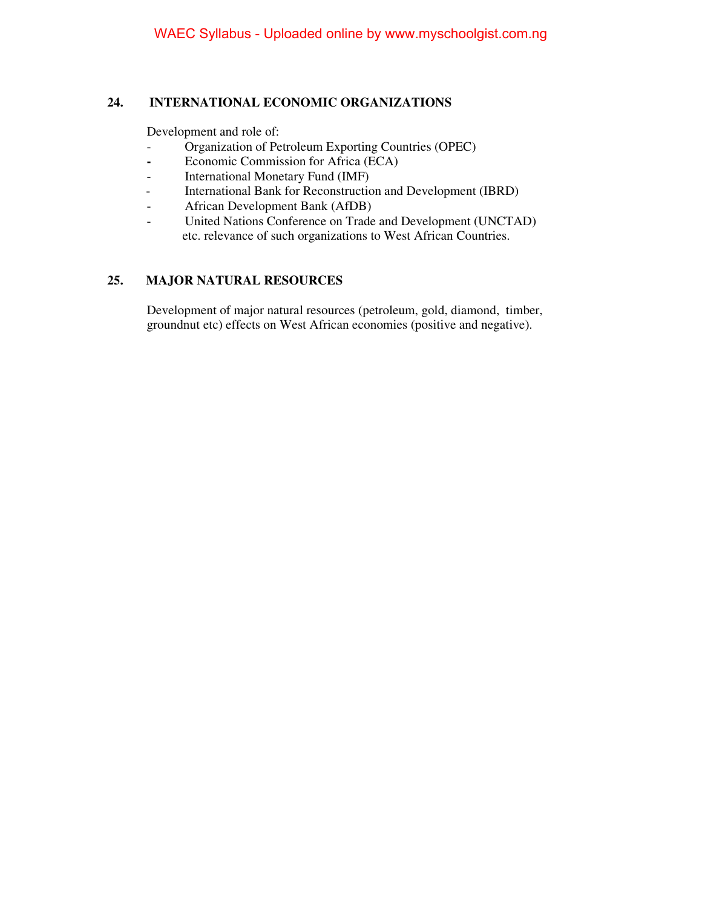## 24. INTERNATIONAL ECONOMIC ORGANIZATIONS

Development and role of:

- Organization of Petroleum Exporting Countries (OPEC)
- Economic Commission for Africa (ECA)
- International Monetary Fund (IMF)
- International Bank for Reconstruction and Development (IBRD)
- African Development Bank (AfDB)
- United Nations Conference on Trade and Development (UNCTAD) etc. relevance of such organizations to West African Countries.

## 25. MAJOR NATURAL RESOURCES

Development of major natural resources (petroleum, gold, diamond, timber, groundnut etc) effects on West African economies (positive and negative).